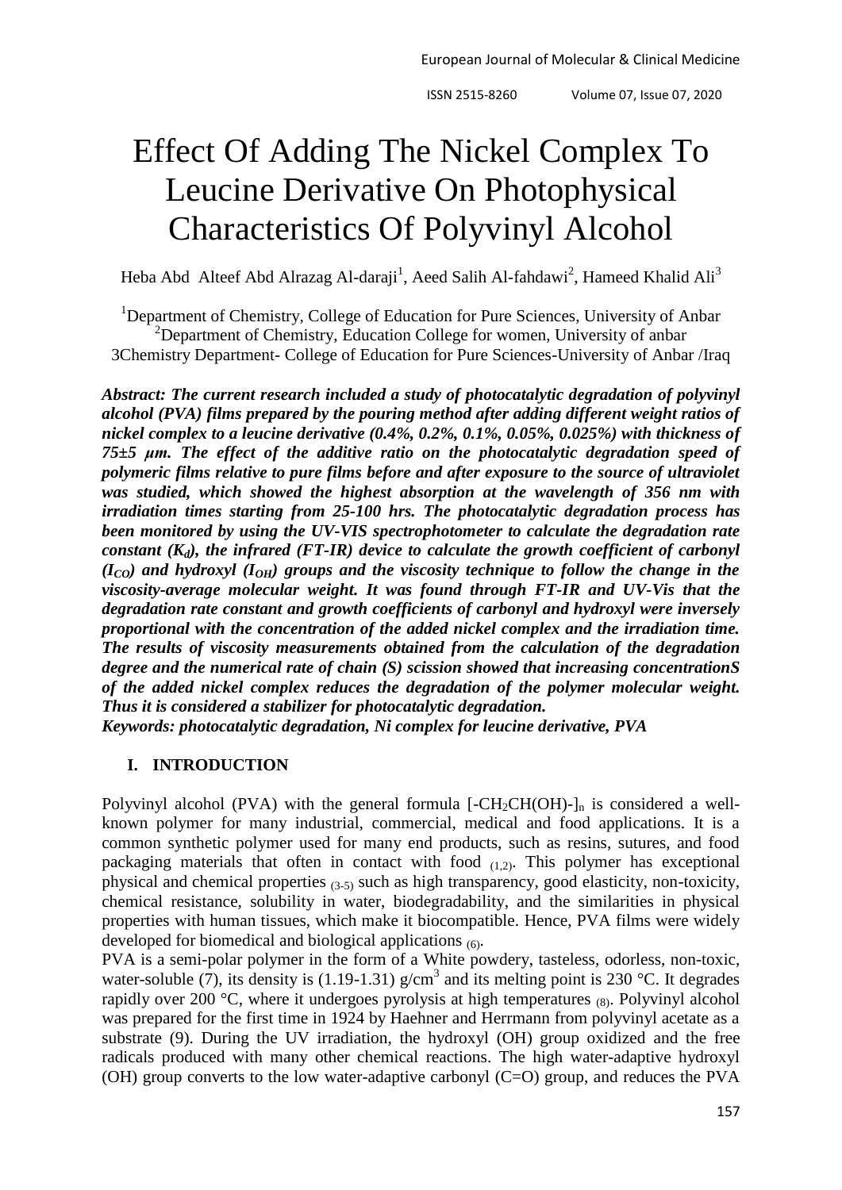# Effect Of Adding The Nickel Complex To Leucine Derivative On Photophysical Characteristics Of Polyvinyl Alcohol

Heba Abd Alteef Abd Alrazag Al-daraji[1], Aeed Salih Al-fahdawi[2], Hameed Khalid Ali[3]

[1]Department of Chemistry, College of Education for Pure Sciences, University of Anbar
[2]Department of Chemistry, Education College for women, University of anbar
3Chemistry Department- College of Education for Pure Sciences-University of Anbar /Iraq

***Abstract: The current research included a study of photocatalytic degradation of polyvinyl alcohol (PVA) films prepared by the pouring method after adding different weight ratios of nickel complex to a leucine derivative (0.4%, 0.2%, 0.1%, 0.05%, 0.025%) with thickness of 75±5 µm. The effect of the additive ratio on the photocatalytic degradation speed of polymeric films relative to pure films before and after exposure to the source of ultraviolet was studied, which showed the highest absorption at the wavelength of 356 nm with irradiation times starting from 25-100 hrs. The photocatalytic degradation process has been monitored by using the UV-VIS spectrophotometer to calculate the degradation rate constant ($K_d$), the infrared (FT-IR) device to calculate the growth coefficient of carbonyl ($I_{CO}$) and hydroxyl ($I_{OH}$) groups and the viscosity technique to follow the change in the viscosity-average molecular weight. It was found through FT-IR and UV-Vis that the degradation rate constant and growth coefficients of carbonyl and hydroxyl were inversely proportional with the concentration of the added nickel complex and the irradiation time. The results of viscosity measurements obtained from the calculation of the degradation degree and the numerical rate of chain (S) scission showed that increasing concentrationS of the added nickel complex reduces the degradation of the polymer molecular weight. Thus it is considered a stabilizer for photocatalytic degradation.***

***Keywords: photocatalytic degradation, Ni complex for leucine derivative, PVA***

## I. INTRODUCTION

Polyvinyl alcohol (PVA) with the general formula $[-CH_2CH(OH)-]_n$ is considered a well-known polymer for many industrial, commercial, medical and food applications. It is a common synthetic polymer used for many end products, such as resins, sutures, and food packaging materials that often in contact with food (1,2). This polymer has exceptional physical and chemical properties (3-5) such as high transparency, good elasticity, non-toxicity, chemical resistance, solubility in water, biodegradability, and the similarities in physical properties with human tissues, which make it biocompatible. Hence, PVA films were widely developed for biomedical and biological applications (6).

PVA is a semi-polar polymer in the form of a White powdery, tasteless, odorless, non-toxic, water-soluble (7), its density is (1.19-1.31) $g/cm^3$ and its melting point is 230 °C. It degrades rapidly over 200 °C, where it undergoes pyrolysis at high temperatures (8). Polyvinyl alcohol was prepared for the first time in 1924 by Haehner and Herrmann from polyvinyl acetate as a substrate (9). During the UV irradiation, the hydroxyl (OH) group oxidized and the free radicals produced with many other chemical reactions. The high water-adaptive hydroxyl (OH) group converts to the low water-adaptive carbonyl (C=O) group, and reduces the PVA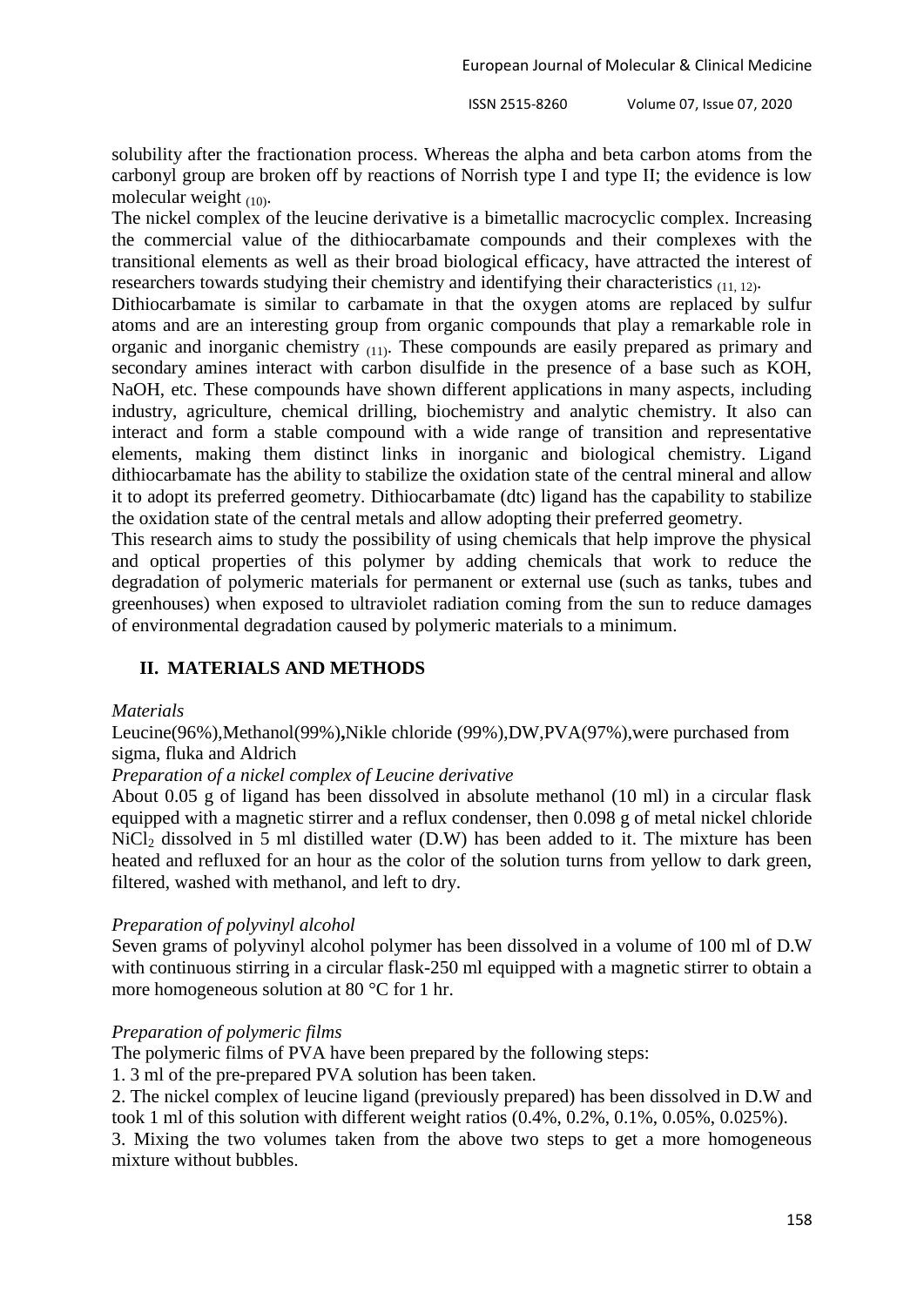solubility after the fractionation process. Whereas the alpha and beta carbon atoms from the carbonyl group are broken off by reactions of Norrish type I and type II; the evidence is low molecular weight (10).

The nickel complex of the leucine derivative is a bimetallic macrocyclic complex. Increasing the commercial value of the dithiocarbamate compounds and their complexes with the transitional elements as well as their broad biological efficacy, have attracted the interest of researchers towards studying their chemistry and identifying their characteristics (11, 12).

Dithiocarbamate is similar to carbamate in that the oxygen atoms are replaced by sulfur atoms and are an interesting group from organic compounds that play a remarkable role in organic and inorganic chemistry (11). These compounds are easily prepared as primary and secondary amines interact with carbon disulfide in the presence of a base such as KOH, NaOH, etc. These compounds have shown different applications in many aspects, including industry, agriculture, chemical drilling, biochemistry and analytic chemistry. It also can interact and form a stable compound with a wide range of transition and representative elements, making them distinct links in inorganic and biological chemistry. Ligand dithiocarbamate has the ability to stabilize the oxidation state of the central mineral and allow it to adopt its preferred geometry. Dithiocarbamate (dtc) ligand has the capability to stabilize the oxidation state of the central metals and allow adopting their preferred geometry.

This research aims to study the possibility of using chemicals that help improve the physical and optical properties of this polymer by adding chemicals that work to reduce the degradation of polymeric materials for permanent or external use (such as tanks, tubes and greenhouses) when exposed to ultraviolet radiation coming from the sun to reduce damages of environmental degradation caused by polymeric materials to a minimum.

## II. MATERIALS AND METHODS

*Materials*

Leucine(96%),Methanol(99%)**,**Nikle chloride (99%),DW,PVA(97%),were purchased from sigma, fluka and Aldrich

*Preparation of a nickel complex of Leucine derivative*

About 0.05 g of ligand has been dissolved in absolute methanol (10 ml) in a circular flask equipped with a magnetic stirrer and a reflux condenser, then 0.098 g of metal nickel chloride $NiCl_2$ dissolved in 5 ml distilled water (D.W) has been added to it. The mixture has been heated and refluxed for an hour as the color of the solution turns from yellow to dark green, filtered, washed with methanol, and left to dry.

*Preparation of polyvinyl alcohol*

Seven grams of polyvinyl alcohol polymer has been dissolved in a volume of 100 ml of D.W with continuous stirring in a circular flask-250 ml equipped with a magnetic stirrer to obtain a more homogeneous solution at 80 °C for 1 hr.

*Preparation of polymeric films*

The polymeric films of PVA have been prepared by the following steps:

1. 3 ml of the pre-prepared PVA solution has been taken.
2. The nickel complex of leucine ligand (previously prepared) has been dissolved in D.W and took 1 ml of this solution with different weight ratios (0.4%, 0.2%, 0.1%, 0.05%, 0.025%).
3. Mixing the two volumes taken from the above two steps to get a more homogeneous mixture without bubbles.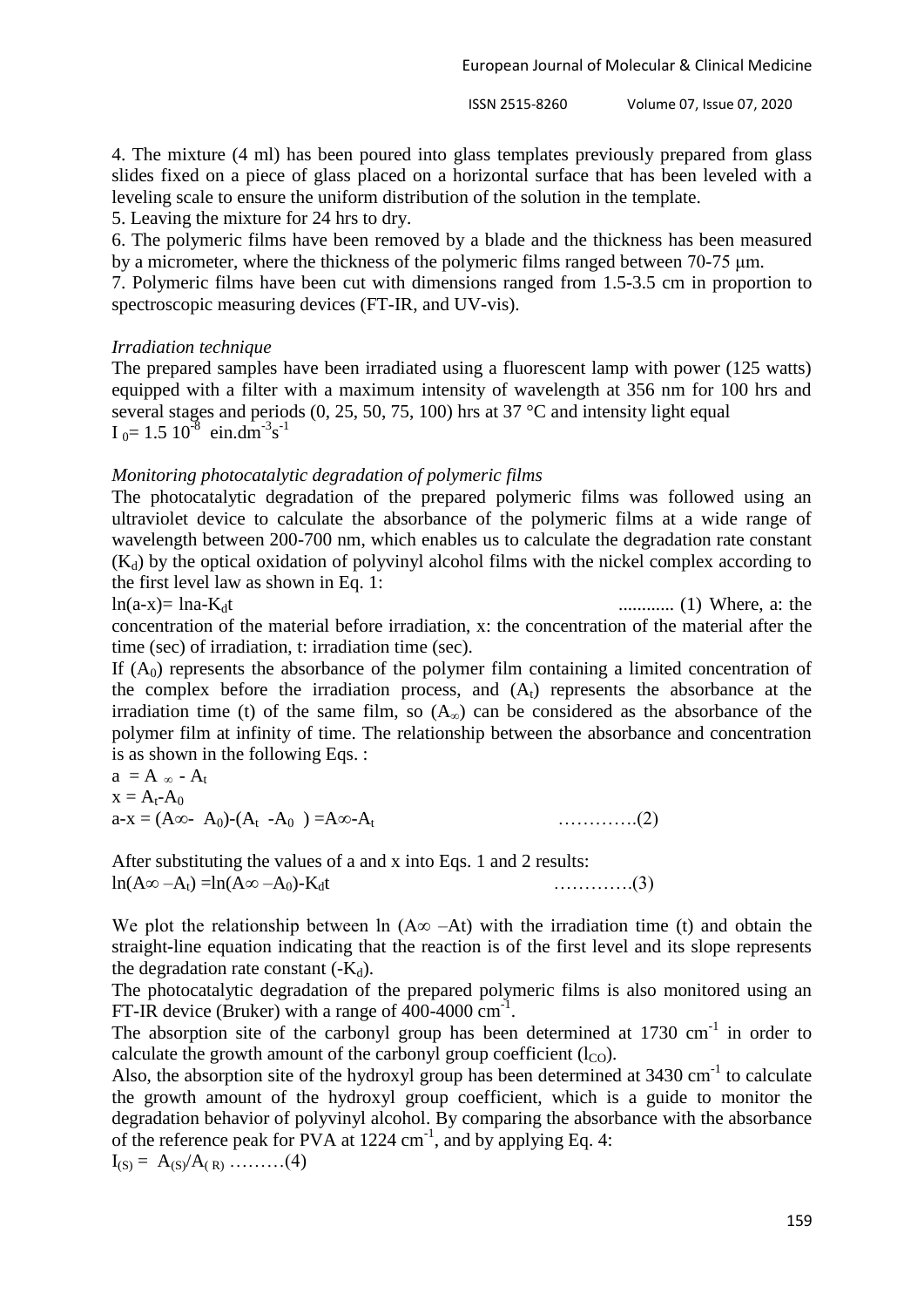4. The mixture (4 ml) has been poured into glass templates previously prepared from glass slides fixed on a piece of glass placed on a horizontal surface that has been leveled with a leveling scale to ensure the uniform distribution of the solution in the template.

5. Leaving the mixture for 24 hrs to dry.

6. The polymeric films have been removed by a blade and the thickness has been measured by a micrometer, where the thickness of the polymeric films ranged between 70-75 μm.

7. Polymeric films have been cut with dimensions ranged from 1.5-3.5 cm in proportion to spectroscopic measuring devices (FT-IR, and UV-vis).

*Irradiation technique*

The prepared samples have been irradiated using a fluorescent lamp with power (125 watts) equipped with a filter with a maximum intensity of wavelength at 356 nm for 100 hrs and several stages and periods (0, 25, 50, 75, 100) hrs at 37 °C and intensity light equal $I_0 = 1.5\ 10^{-8}$ $ein.dm^{-3}s^{-1}$

*Monitoring photocatalytic degradation of polymeric films*

The photocatalytic degradation of the prepared polymeric films was followed using an ultraviolet device to calculate the absorbance of the polymeric films at a wide range of wavelength between 200-700 nm, which enables us to calculate the degradation rate constant ($K_d$) by the optical oxidation of polyvinyl alcohol films with the nickel complex according to the first level law as shown in Eq. 1:

$$\ln(a-x) = \ln a - K_d t \qquad \text{............ (1)}$$

Where, a: the concentration of the material before irradiation, x: the concentration of the material after the time (sec) of irradiation, t: irradiation time (sec).

If ($A_0$) represents the absorbance of the polymer film containing a limited concentration of the complex before the irradiation process, and ($A_t$) represents the absorbance at the irradiation time (t) of the same film, so ($A_\infty$) can be considered as the absorbance of the polymer film at infinity of time. The relationship between the absorbance and concentration is as shown in the following Eqs. :

$$a = A_\infty - A_t$$

$$x = A_t - A_0$$

$$a - x = (A_\infty - A_0) - (A_t - A_0) = A_\infty - A_t \qquad \text{.............(2)}$$

After substituting the values of a and x into Eqs. 1 and 2 results:

$$\ln(A_\infty - A_t) = \ln(A_\infty - A_0) - K_d t \qquad \text{.............(3)}$$

We plot the relationship between ln ($A_\infty$ –At) with the irradiation time (t) and obtain the straight-line equation indicating that the reaction is of the first level and its slope represents the degradation rate constant ($-K_d$).

The photocatalytic degradation of the prepared polymeric films is also monitored using an FT-IR device (Bruker) with a range of 400-4000 $cm^{-1}$.

The absorption site of the carbonyl group has been determined at 1730 $cm^{-1}$ in order to calculate the growth amount of the carbonyl group coefficient ($I_{CO}$).

Also, the absorption site of the hydroxyl group has been determined at 3430 $cm^{-1}$ to calculate the growth amount of the hydroxyl group coefficient, which is a guide to monitor the degradation behavior of polyvinyl alcohol. By comparing the absorbance with the absorbance of the reference peak for PVA at 1224 $cm^{-1}$, and by applying Eq. 4:

$$I_{(S)} = A_{(S)}/A_{(R)} \qquad \text{.........(4)}$$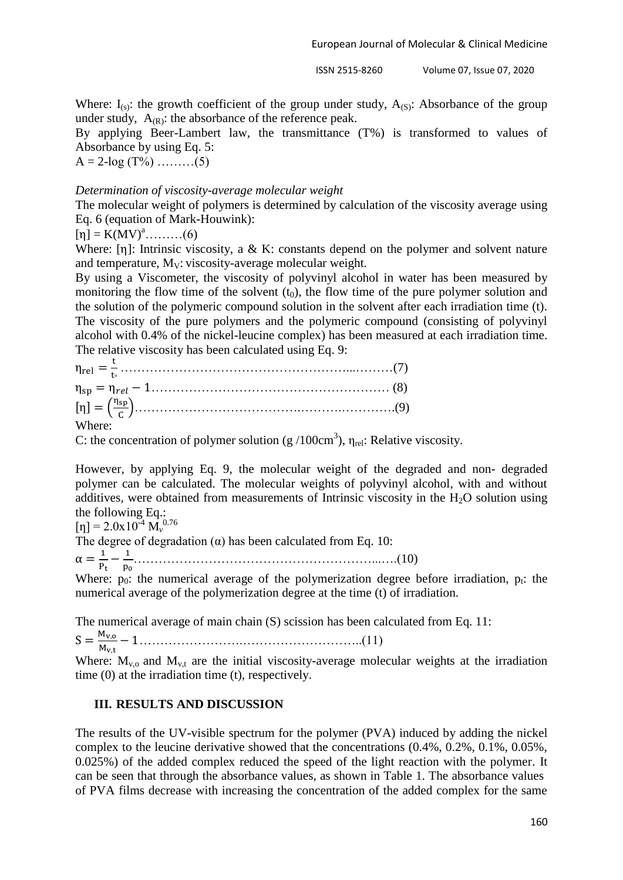Where: $I_{(s)}$: the growth coefficient of the group under study, $A_{(S)}$: Absorbance of the group under study, $A_{(R)}$: the absorbance of the reference peak.

By applying Beer-Lambert law, the transmittance (T%) is transformed to values of Absorbance by using Eq. 5:

$$A = 2 - \log (T\%) \quad \text{………(5)}$$

*Determination of viscosity-average molecular weight*

The molecular weight of polymers is determined by calculation of the viscosity average using Eq. 6 (equation of Mark-Houwink):

$$[\eta] = K(M_V)^{a} \quad \text{………(6)}$$

Where: $[\eta]$: Intrinsic viscosity, a & K: constants depend on the polymer and solvent nature and temperature, $M_V$: viscosity-average molecular weight.

By using a Viscometer, the viscosity of polyvinyl alcohol in water has been measured by monitoring the flow time of the solvent ($t_0$), the flow time of the pure polymer solution and the solution of the polymeric compound solution in the solvent after each irradiation time (t). The viscosity of the pure polymers and the polymeric compound (consisting of polyvinyl alcohol with 0.4% of the nickel-leucine complex) has been measured at each irradiation time. The relative viscosity has been calculated using Eq. 9:

$$\eta_{rel} = \frac{t}{t_{\circ}} \quad \text{………(7)}$$

$$\eta_{sp} = \eta_{rel} - 1 \quad \text{………(8)}$$

$$[\eta] = \left(\frac{\eta_{sp}}{C}\right) \quad \text{………(9)}$$

Where:

C: the concentration of polymer solution (g /100cm$^3$), $\eta_{rel}$: Relative viscosity.

However, by applying Eq. 9, the molecular weight of the degraded and non- degraded polymer can be calculated. The molecular weights of polyvinyl alcohol, with and without additives, were obtained from measurements of Intrinsic viscosity in the $H_2O$ solution using the following Eq.:

$$[\eta] = 2.0 \times 10^{-4} M_v^{0.76}$$

The degree of degradation ($\alpha$) has been calculated from Eq. 10:

$$\alpha = \frac{1}{P_t} - \frac{1}{p_0} \quad \text{………(10)}$$

Where: $p_0$: the numerical average of the polymerization degree before irradiation, $p_t$: the numerical average of the polymerization degree at the time (t) of irradiation.

The numerical average of main chain (S) scission has been calculated from Eq. 11:

$$S = \frac{M_{v,o}}{M_{v,t}} - 1 \quad \text{………(11)}$$

Where: $M_{v,o}$ and $M_{v,t}$ are the initial viscosity-average molecular weights at the irradiation time (0) at the irradiation time (t), respectively.

## III. RESULTS AND DISCUSSION

The results of the UV-visible spectrum for the polymer (PVA) induced by adding the nickel complex to the leucine derivative showed that the concentrations (0.4%, 0.2%, 0.1%, 0.05%, 0.025%) of the added complex reduced the speed of the light reaction with the polymer. It can be seen that through the absorbance values, as shown in Table 1. The absorbance values of PVA films decrease with increasing the concentration of the added complex for the same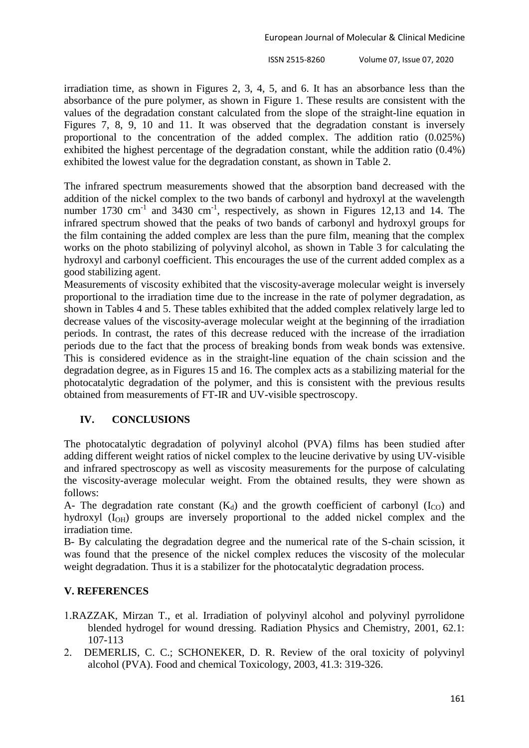irradiation time, as shown in Figures 2, 3, 4, 5, and 6. It has an absorbance less than the absorbance of the pure polymer, as shown in Figure 1. These results are consistent with the values of the degradation constant calculated from the slope of the straight-line equation in Figures 7, 8, 9, 10 and 11. It was observed that the degradation constant is inversely proportional to the concentration of the added complex. The addition ratio (0.025%) exhibited the highest percentage of the degradation constant, while the addition ratio (0.4%) exhibited the lowest value for the degradation constant, as shown in Table 2.

The infrared spectrum measurements showed that the absorption band decreased with the addition of the nickel complex to the two bands of carbonyl and hydroxyl at the wavelength number 1730 $cm^{-1}$ and 3430 $cm^{-1}$, respectively, as shown in Figures 12,13 and 14. The infrared spectrum showed that the peaks of two bands of carbonyl and hydroxyl groups for the film containing the added complex are less than the pure film, meaning that the complex works on the photo stabilizing of polyvinyl alcohol, as shown in Table 3 for calculating the hydroxyl and carbonyl coefficient. This encourages the use of the current added complex as a good stabilizing agent.

Measurements of viscosity exhibited that the viscosity-average molecular weight is inversely proportional to the irradiation time due to the increase in the rate of polymer degradation, as shown in Tables 4 and 5. These tables exhibited that the added complex relatively large led to decrease values of the viscosity-average molecular weight at the beginning of the irradiation periods. In contrast, the rates of this decrease reduced with the increase of the irradiation periods due to the fact that the process of breaking bonds from weak bonds was extensive. This is considered evidence as in the straight-line equation of the chain scission and the degradation degree, as in Figures 15 and 16. The complex acts as a stabilizing material for the photocatalytic degradation of the polymer, and this is consistent with the previous results obtained from measurements of FT-IR and UV-visible spectroscopy.

## IV. CONCLUSIONS

The photocatalytic degradation of polyvinyl alcohol (PVA) films has been studied after adding different weight ratios of nickel complex to the leucine derivative by using UV-visible and infrared spectroscopy as well as viscosity measurements for the purpose of calculating the viscosity-average molecular weight. From the obtained results, they were shown as follows:

A- The degradation rate constant ($K_d$) and the growth coefficient of carbonyl ($I_{CO}$) and hydroxyl ($I_{OH}$) groups are inversely proportional to the added nickel complex and the irradiation time.

B- By calculating the degradation degree and the numerical rate of the S-chain scission, it was found that the presence of the nickel complex reduces the viscosity of the molecular weight degradation. Thus it is a stabilizer for the photocatalytic degradation process.

## V. REFERENCES

1. RAZZAK, Mirzan T., et al. Irradiation of polyvinyl alcohol and polyvinyl pyrrolidone blended hydrogel for wound dressing. Radiation Physics and Chemistry, 2001, 62.1: 107-113
2. DEMERLIS, C. C.; SCHONEKER, D. R. Review of the oral toxicity of polyvinyl alcohol (PVA). Food and chemical Toxicology, 2003, 41.3: 319-326.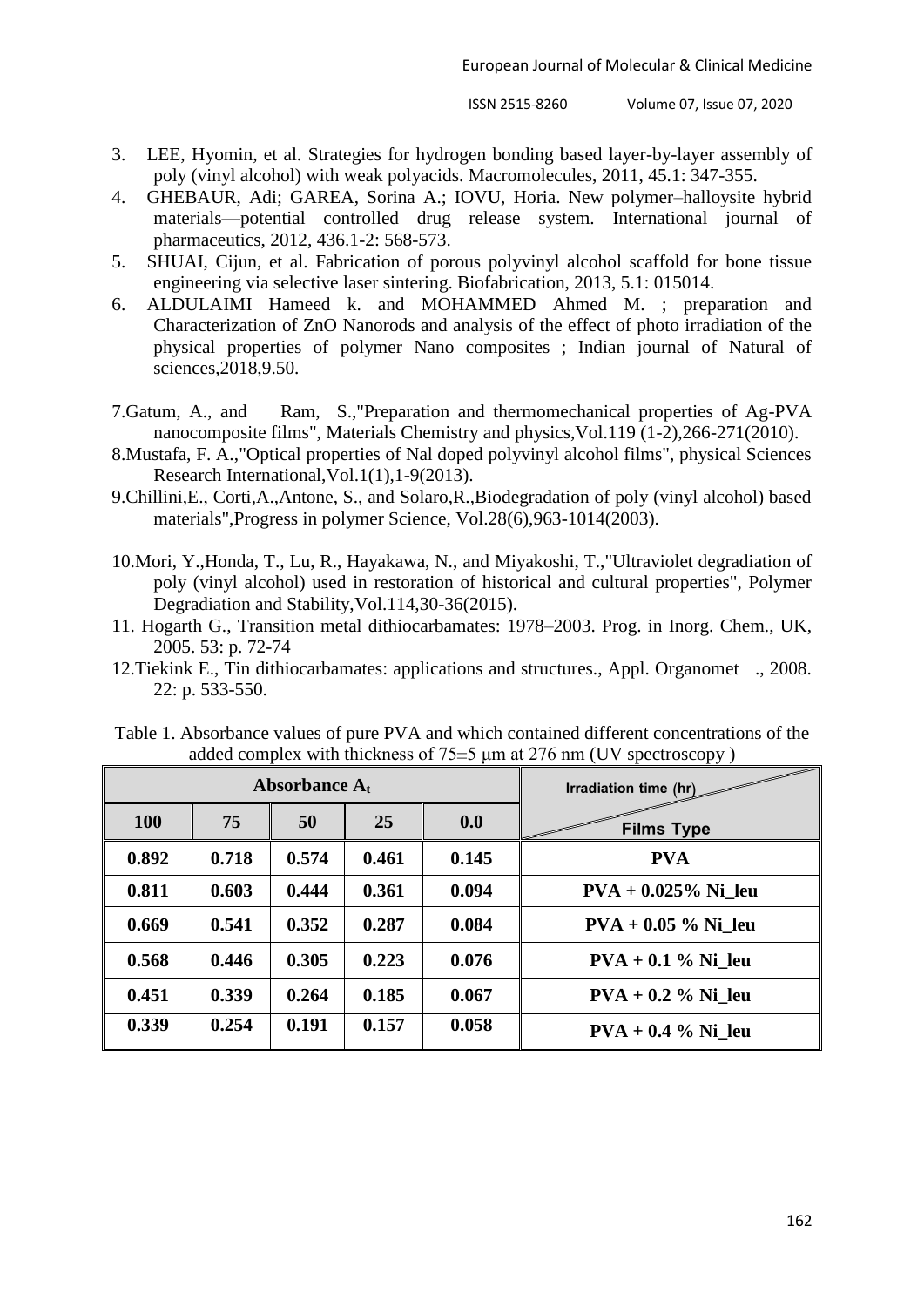3. LEE, Hyomin, et al. Strategies for hydrogen bonding based layer-by-layer assembly of poly (vinyl alcohol) with weak polyacids. Macromolecules, 2011, 45.1: 347-355.
4. GHEBAUR, Adi; GAREA, Sorina A.; IOVU, Horia. New polymer–halloysite hybrid materials—potential controlled drug release system. International journal of pharmaceutics, 2012, 436.1-2: 568-573.
5. SHUAI, Cijun, et al. Fabrication of porous polyvinyl alcohol scaffold for bone tissue engineering via selective laser sintering. Biofabrication, 2013, 5.1: 015014.
6. ALDULAIMI Hameed k. and MOHAMMED Ahmed M. ; preparation and Characterization of ZnO Nanorods and analysis of the effect of photo irradiation of the physical properties of polymer Nano composites ; Indian journal of Natural of sciences,2018,9.50.

7.Gatum, A., and Ram, S.,"Preparation and thermomechanical properties of Ag-PVA nanocomposite films", Materials Chemistry and physics,Vol.119 (1-2),266-271(2010).

8.Mustafa, F. A.,"Optical properties of Nal doped polyvinyl alcohol films", physical Sciences Research International,Vol.1(1),1-9(2013).

9.Chillini,E., Corti,A.,Antone, S., and Solaro,R.,Biodegradation of poly (vinyl alcohol) based materials",Progress in polymer Science, Vol.28(6),963-1014(2003).

10.Mori, Y.,Honda, T., Lu, R., Hayakawa, N., and Miyakoshi, T.,"Ultraviolet degradiation of poly (vinyl alcohol) used in restoration of historical and cultural properties", Polymer Degradiation and Stability,Vol.114,30-36(2015).

11. Hogarth G., Transition metal dithiocarbamates: 1978–2003. Prog. in Inorg. Chem., UK, 2005. 53: p. 72-74

12.Tiekink E., Tin dithiocarbamates: applications and structures., Appl. Organomet ., 2008. 22: p. 533-550.

Table 1. Absorbance values of pure PVA and which contained different concentrations of the added complex with thickness of 75±5 μm at 276 nm (UV spectroscopy )

| **Absorbance $A_t$** | | | | | Irradiation time (hr) / Films Type |
|---|---|---|---|---|---|
| **100** | **75** | **50** | **25** | **0.0** | |
| **0.892** | **0.718** | **0.574** | **0.461** | **0.145** | **PVA** |
| **0.811** | **0.603** | **0.444** | **0.361** | **0.094** | **PVA + 0.025% Ni_leu** |
| **0.669** | **0.541** | **0.352** | **0.287** | **0.084** | **PVA + 0.05 % Ni_leu** |
| **0.568** | **0.446** | **0.305** | **0.223** | **0.076** | **PVA + 0.1 % Ni_leu** |
| **0.451** | **0.339** | **0.264** | **0.185** | **0.067** | **PVA + 0.2 % Ni_leu** |
| **0.339** | **0.254** | **0.191** | **0.157** | **0.058** | **PVA + 0.4 % Ni_leu** |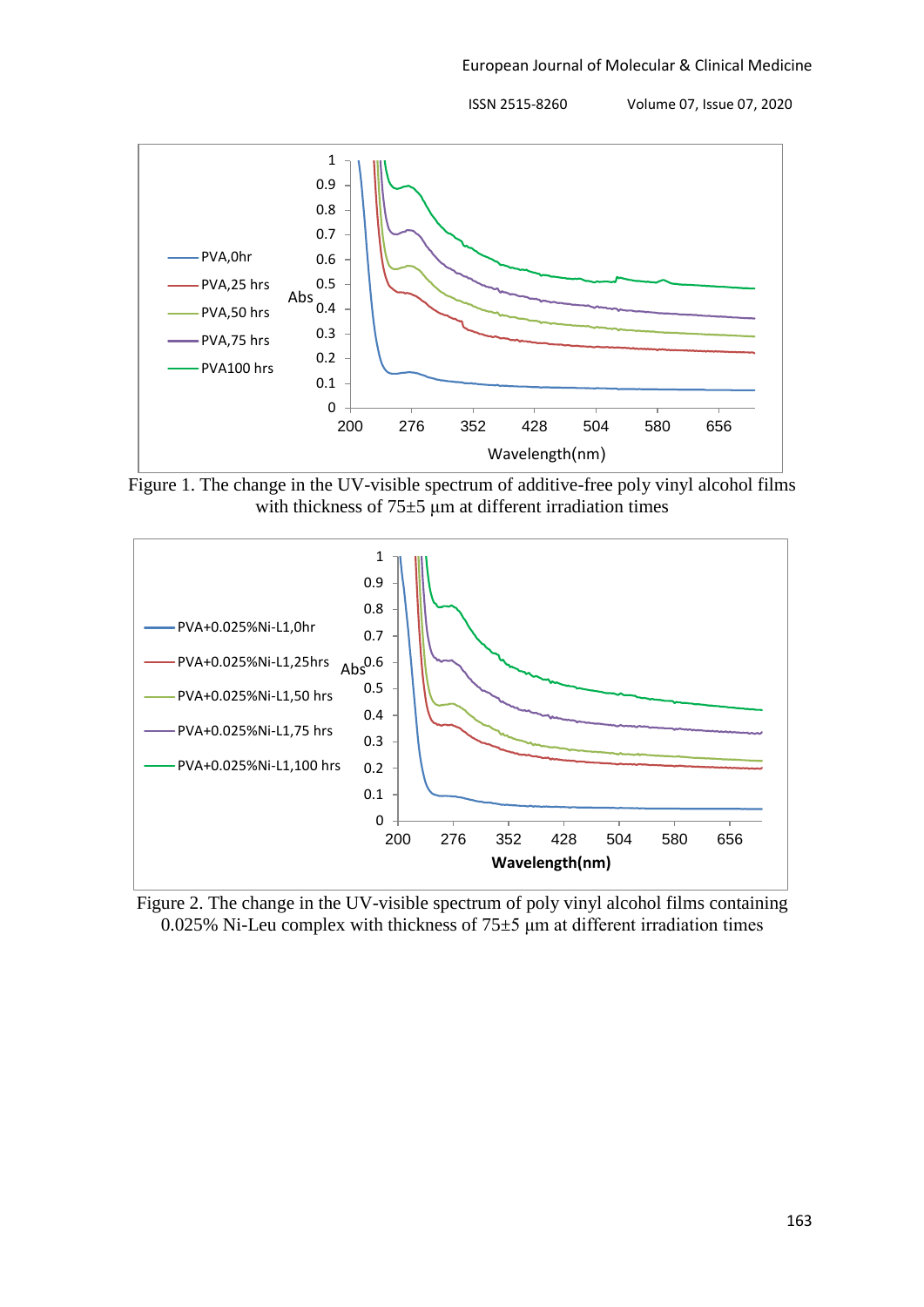Figure 1. The change in the UV-visible spectrum of additive-free poly vinyl alcohol films with thickness of 75±5 μm at different irradiation times

Figure 2. The change in the UV-visible spectrum of poly vinyl alcohol films containing 0.025% Ni-Leu complex with thickness of 75±5 μm at different irradiation times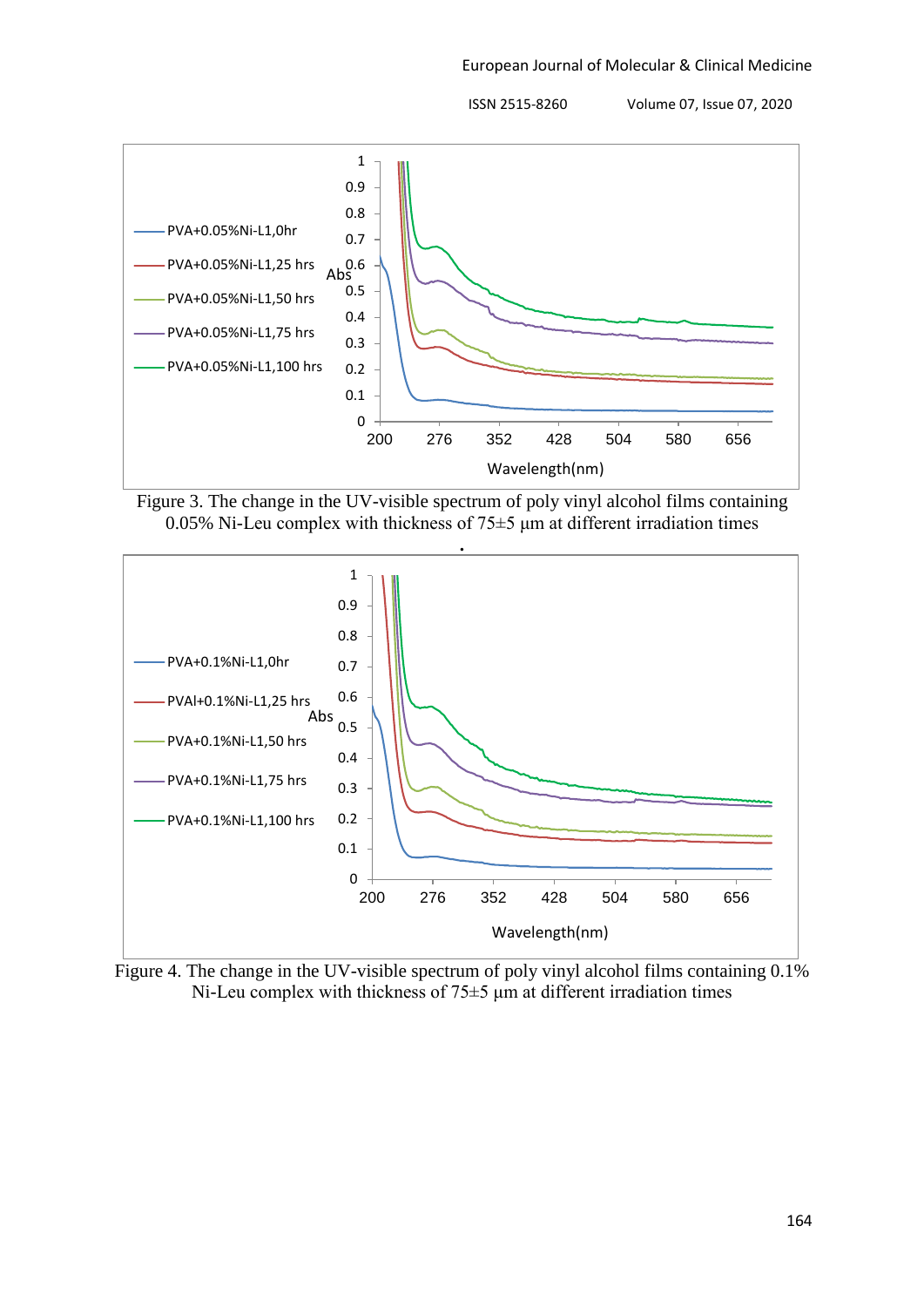Figure 3. The change in the UV-visible spectrum of poly vinyl alcohol films containing 0.05% Ni-Leu complex with thickness of 75±5 μm at different irradiation times

Figure 4. The change in the UV-visible spectrum of poly vinyl alcohol films containing 0.1% Ni-Leu complex with thickness of 75±5 μm at different irradiation times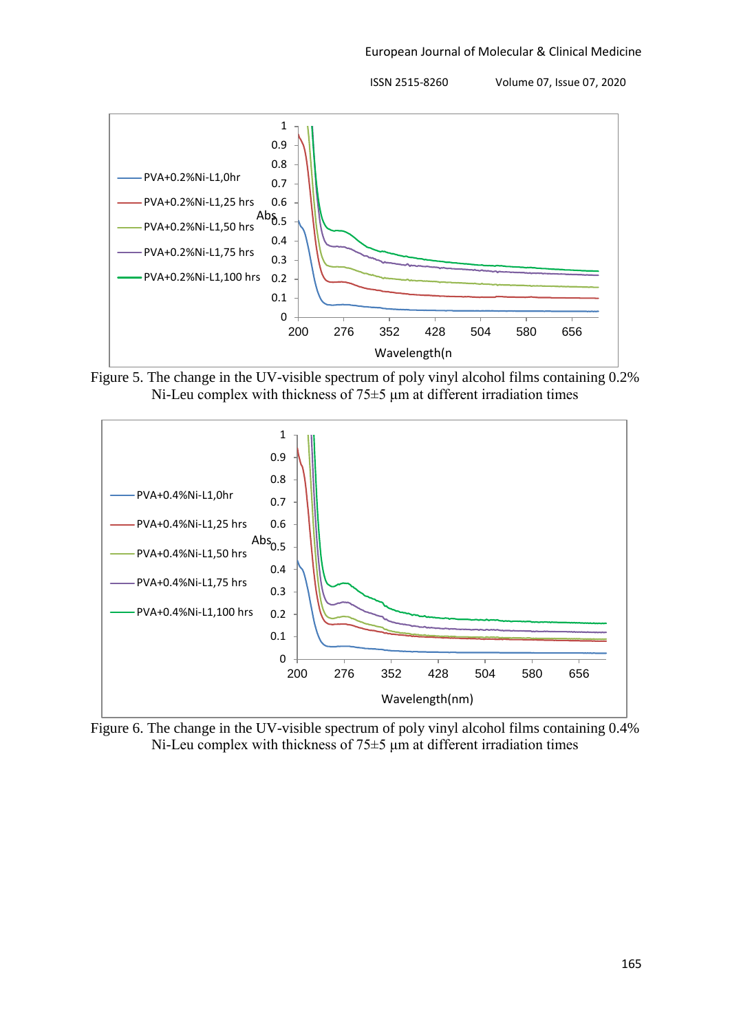Figure 5. The change in the UV-visible spectrum of poly vinyl alcohol films containing 0.2% Ni-Leu complex with thickness of 75±5 µm at different irradiation times

Figure 6. The change in the UV-visible spectrum of poly vinyl alcohol films containing 0.4% Ni-Leu complex with thickness of 75±5 µm at different irradiation times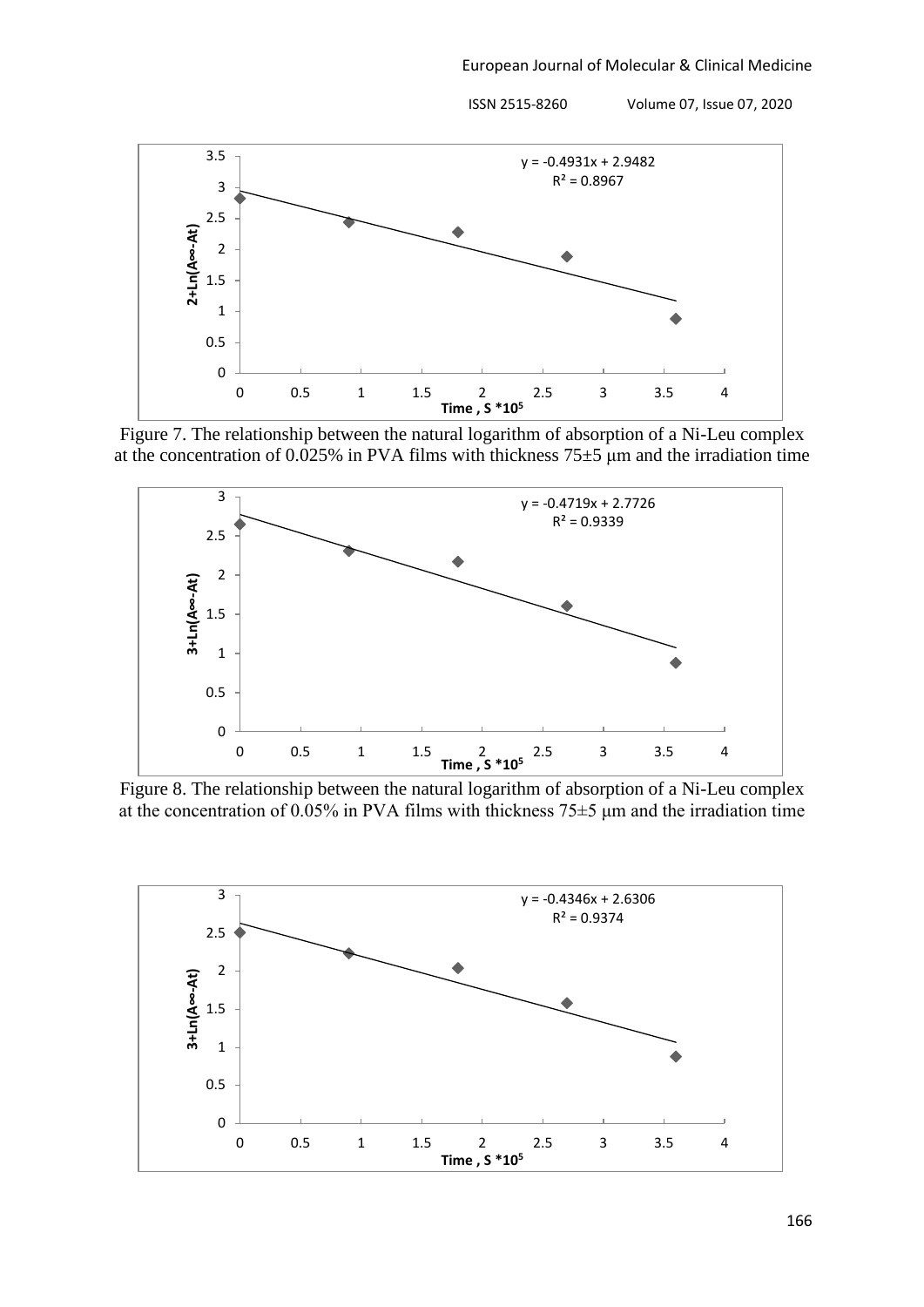Figure 7. The relationship between the natural logarithm of absorption of a Ni-Leu complex at the concentration of 0.025% in PVA films with thickness 75±5 μm and the irradiation time

Figure 8. The relationship between the natural logarithm of absorption of a Ni-Leu complex at the concentration of 0.05% in PVA films with thickness 75±5 μm and the irradiation time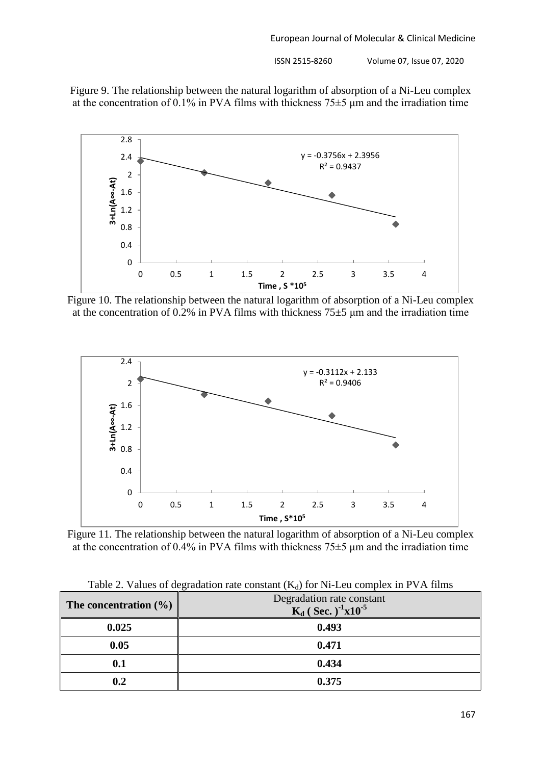Figure 9. The relationship between the natural logarithm of absorption of a Ni-Leu complex at the concentration of 0.1% in PVA films with thickness 75±5 μm and the irradiation time

Figure 10. The relationship between the natural logarithm of absorption of a Ni-Leu complex at the concentration of 0.2% in PVA films with thickness 75±5 μm and the irradiation time

Figure 11. The relationship between the natural logarithm of absorption of a Ni-Leu complex at the concentration of 0.4% in PVA films with thickness 75±5 μm and the irradiation time

Table 2. Values of degradation rate constant ($K_d$) for Ni-Leu complex in PVA films

| The concentration (%) | Degradation rate constant $K_d$ ( Sec. )$^{-1}$x$10^{-5}$ |
|---|---|
| **0.025** | **0.493** |
| **0.05** | **0.471** |
| **0.1** | **0.434** |
| **0.2** | **0.375** |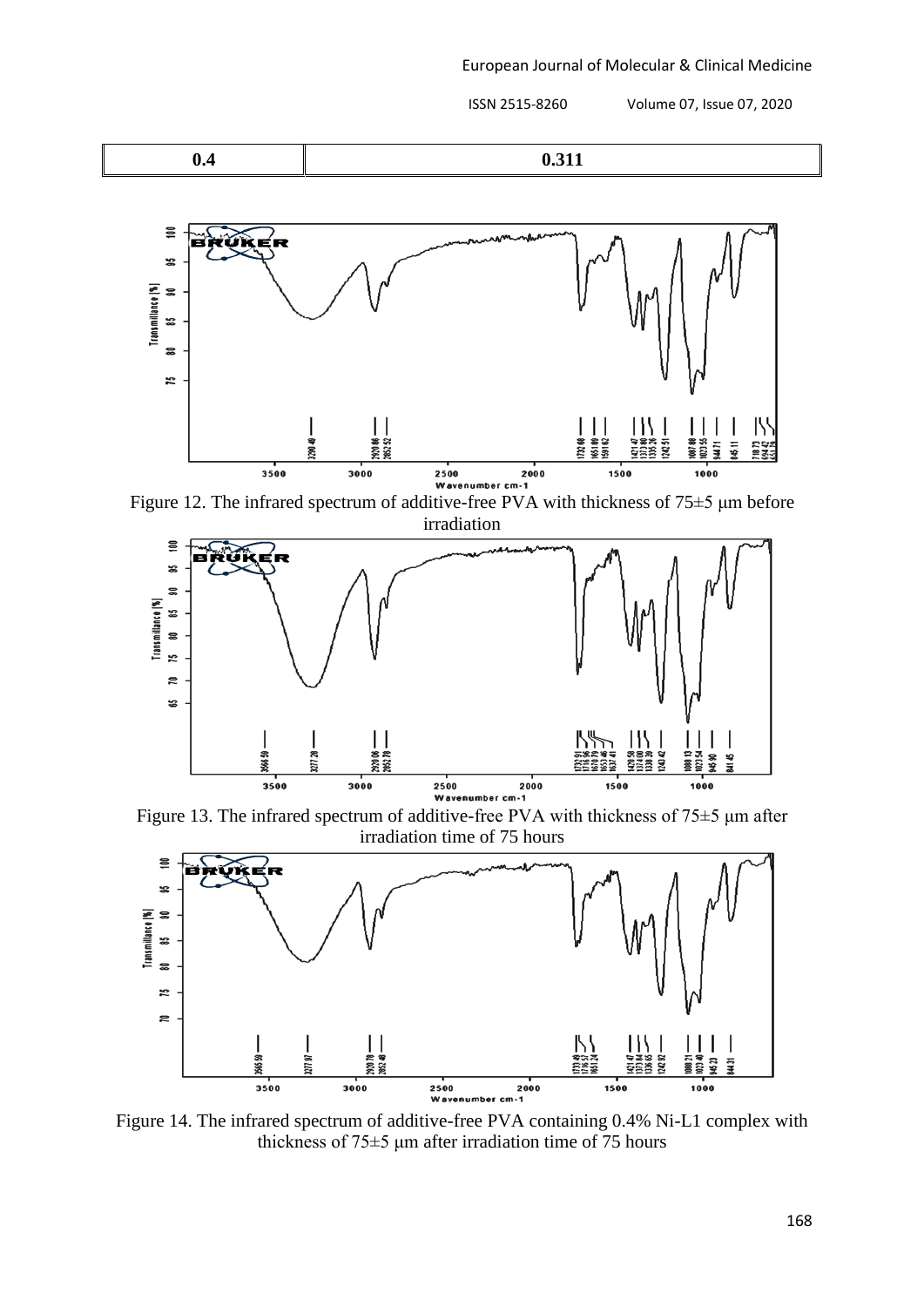| 0.4 | 0.311 |
|---|---|

Figure 12. The infrared spectrum of additive-free PVA with thickness of 75±5 μm before irradiation

Figure 13. The infrared spectrum of additive-free PVA with thickness of 75±5 μm after irradiation time of 75 hours

Figure 14. The infrared spectrum of additive-free PVA containing 0.4% Ni-L1 complex with thickness of 75±5 μm after irradiation time of 75 hours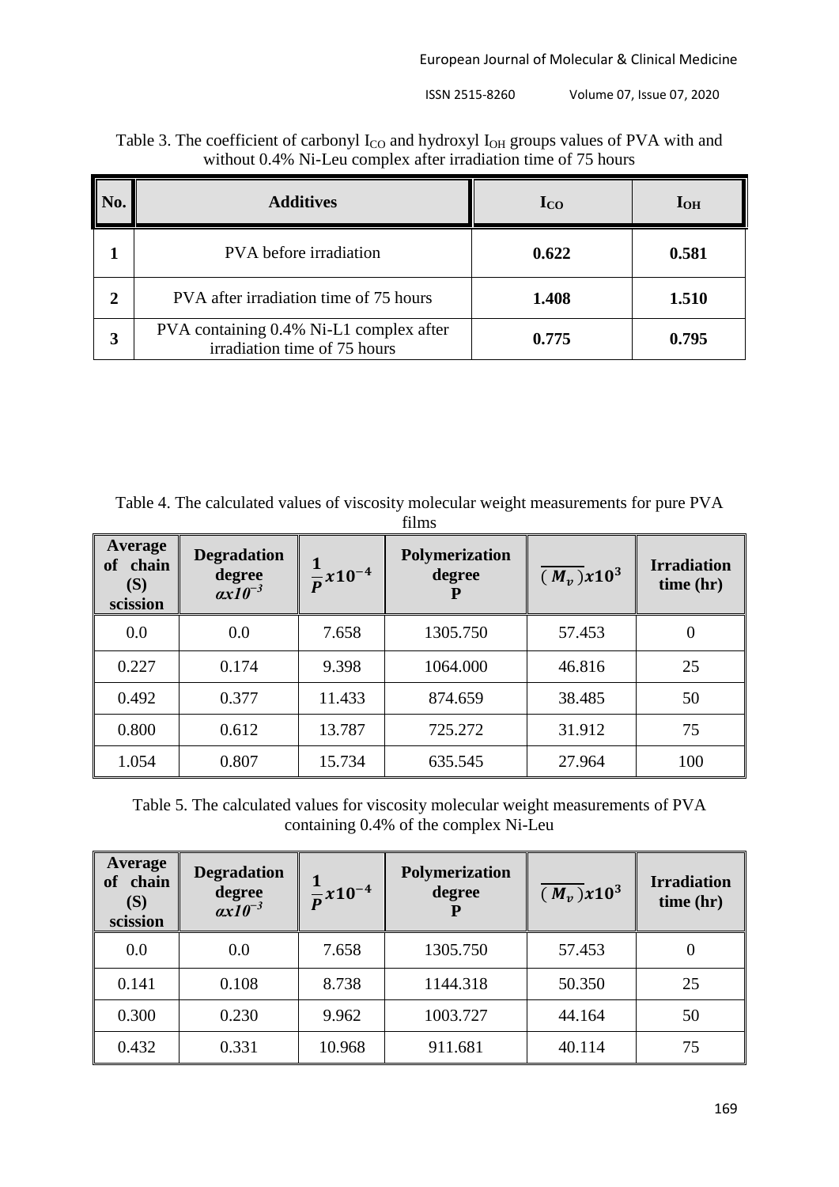Table 3. The coefficient of carbonyl $I_{CO}$ and hydroxyl $I_{OH}$ groups values of PVA with and without 0.4% Ni-Leu complex after irradiation time of 75 hours

| No. | Additives | $I_{CO}$ | $I_{OH}$ |
|---|---|---|---|
| 1 | PVA before irradiation | **0.622** | **0.581** |
| 2 | PVA after irradiation time of 75 hours | **1.408** | **1.510** |
| 3 | PVA containing 0.4% Ni-L1 complex after irradiation time of 75 hours | **0.775** | **0.795** |

Table 4. The calculated values of viscosity molecular weight measurements for pure PVA films

| Average of chain (S) scission | Degradation degree $\alpha x10^{-3}$ | $\frac{1}{P}x10^{-4}$ | Polymerization degree P | $\overline{(M_v)}x10^3$ | Irradiation time (hr) |
|---|---|---|---|---|---|
| 0.0 | 0.0 | 7.658 | 1305.750 | 57.453 | 0 |
| 0.227 | 0.174 | 9.398 | 1064.000 | 46.816 | 25 |
| 0.492 | 0.377 | 11.433 | 874.659 | 38.485 | 50 |
| 0.800 | 0.612 | 13.787 | 725.272 | 31.912 | 75 |
| 1.054 | 0.807 | 15.734 | 635.545 | 27.964 | 100 |

Table 5. The calculated values for viscosity molecular weight measurements of PVA containing 0.4% of the complex Ni-Leu

| Average of chain (S) scission | Degradation degree $\alpha x10^{-3}$ | $\frac{1}{P}x10^{-4}$ | Polymerization degree P | $\overline{(M_v)}x10^3$ | Irradiation time (hr) |
|---|---|---|---|---|---|
| 0.0 | 0.0 | 7.658 | 1305.750 | 57.453 | 0 |
| 0.141 | 0.108 | 8.738 | 1144.318 | 50.350 | 25 |
| 0.300 | 0.230 | 9.962 | 1003.727 | 44.164 | 50 |
| 0.432 | 0.331 | 10.968 | 911.681 | 40.114 | 75 |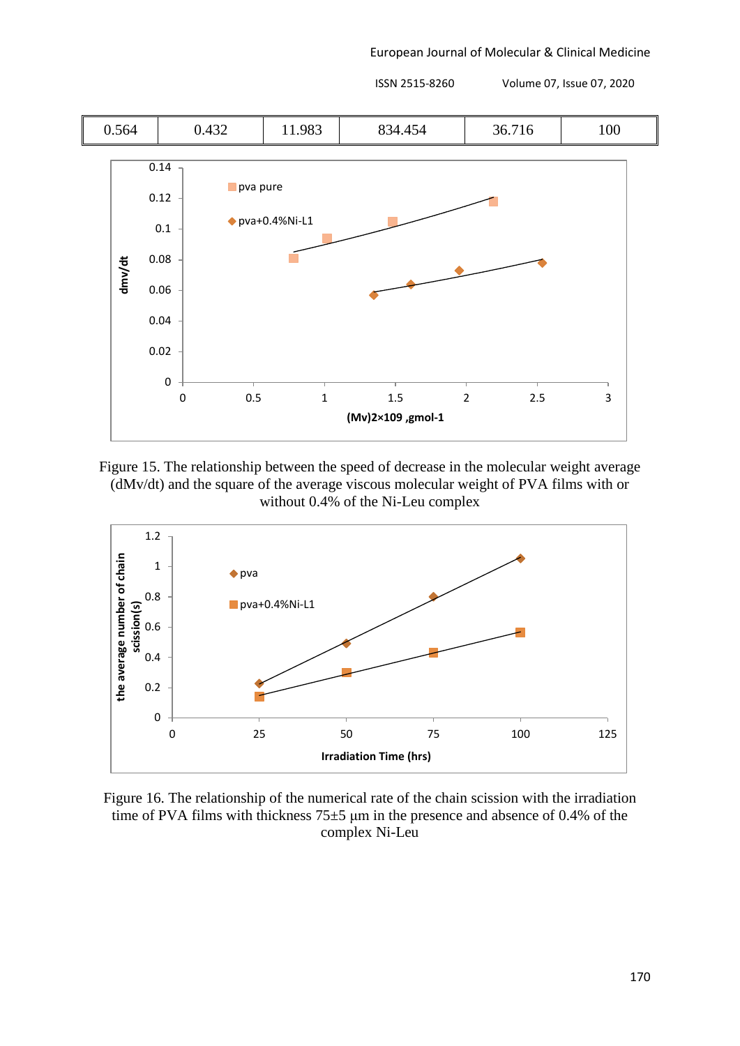| 0.564 | 0.432 | 11.983 | 834.454 | 36.716 | 100 |
|---|---|---|---|---|---|

Figure 15. The relationship between the speed of decrease in the molecular weight average (dMv/dt) and the square of the average viscous molecular weight of PVA films with or without 0.4% of the Ni-Leu complex

Figure 16. The relationship of the numerical rate of the chain scission with the irradiation time of PVA films with thickness 75±5 μm in the presence and absence of 0.4% of the complex Ni-Leu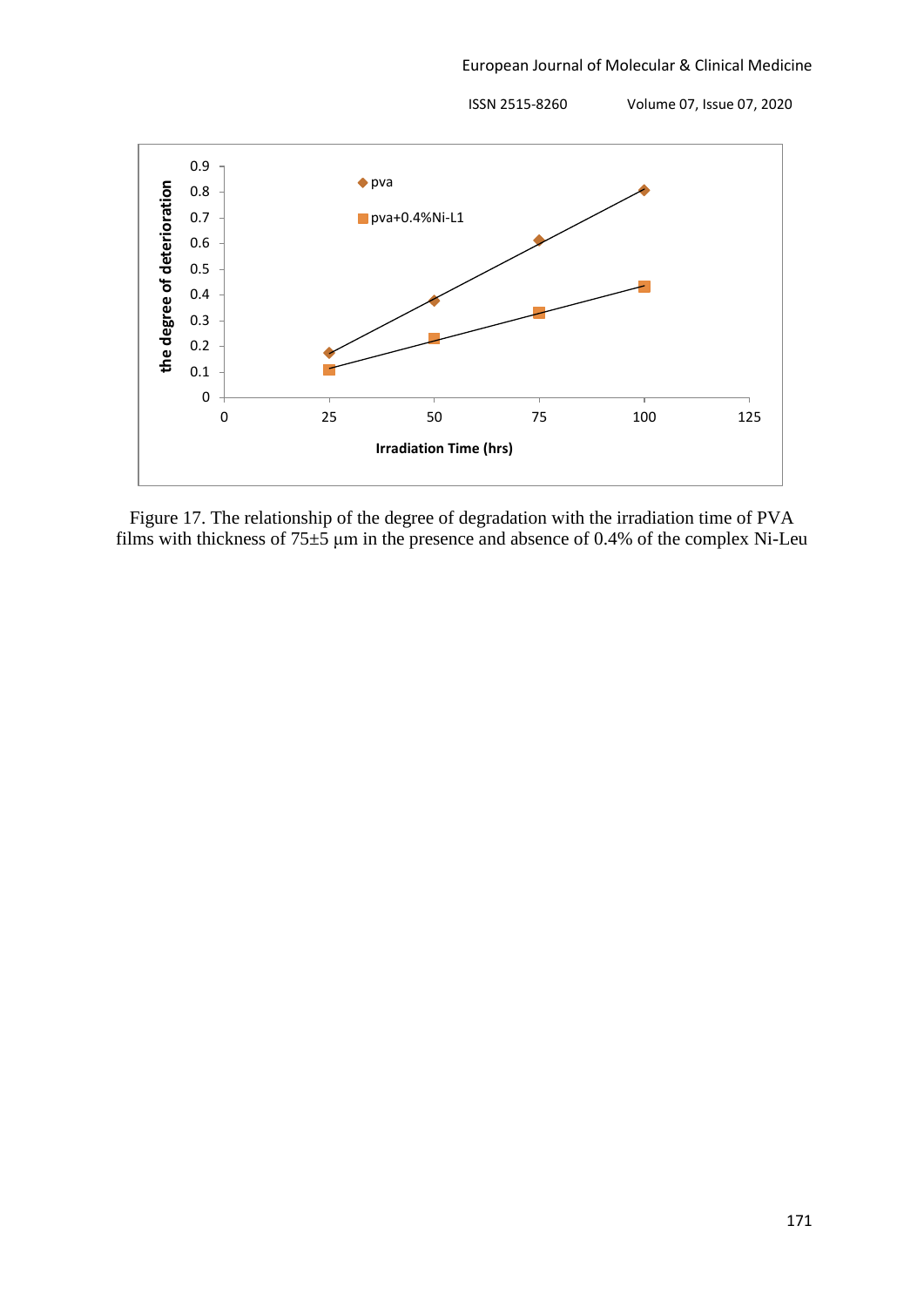0.9
0.8
0.7
0.6
0.5
0.4
0.3
0.2
0.1
0

the degree of deterioration

pva

pva+0.4%Ni-L1

0
25
50
75
100
125

**Irradiation Time (hrs)**

Figure 17. The relationship of the degree of degradation with the irradiation time of PVA films with thickness of 75±5 μm in the presence and absence of 0.4% of the complex Ni-Leu